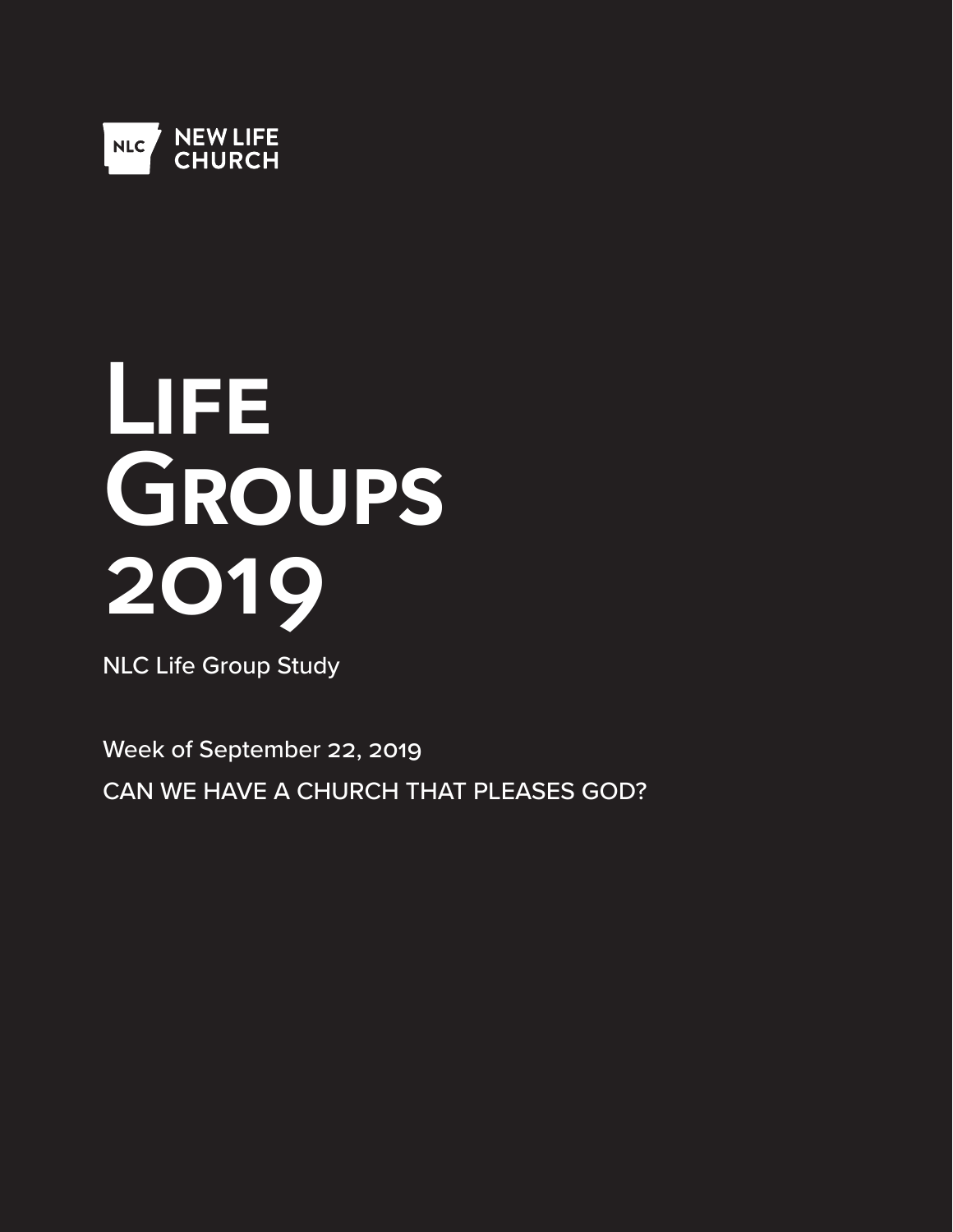NLC NEW LIFE CHURCH

# LIFE GROUPS 2019

NLC Life Group Study

Week of September 22, 2019

CAN WE HAVE A CHURCH THAT PLEASES GOD?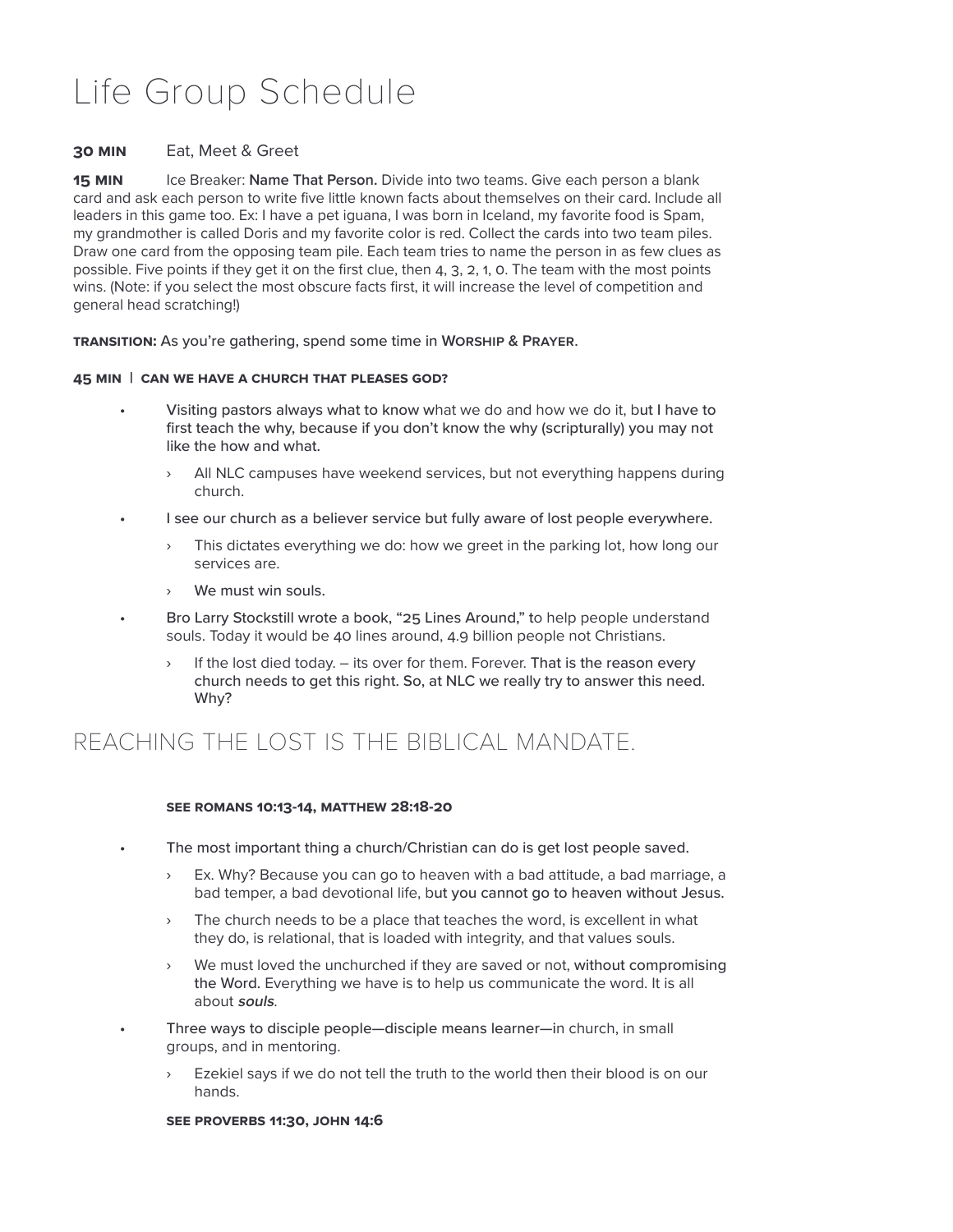# Life Group Schedule

**30 MIN** Eat, Meet & Greet

**15 MIN** Ice Breaker: **Name That Person.** Divide into two teams. Give each person a blank card and ask each person to write five little known facts about themselves on their card. Include all leaders in this game too. Ex: I have a pet iguana, I was born in Iceland, my favorite food is Spam, my grandmother is called Doris and my favorite color is red. Collect the cards into two team piles. Draw one card from the opposing team pile. Each team tries to name the person in as few clues as possible. Five points if they get it on the first clue, then 4, 3, 2, 1, 0. The team with the most points wins. (Note: if you select the most obscure facts first, it will increase the level of competition and general head scratching!)

**TRANSITION:** As you're gathering, spend some time in **WORSHIP & PRAYER**.

**45 MIN | CAN WE HAVE A CHURCH THAT PLEASES GOD?**

- Visiting pastors always what to know what we do and how we do it, but I have to first teach the why, because if you don't know the why (scripturally) you may not like the how and what.
  - All NLC campuses have weekend services, but not everything happens during church.
- I see our church as a believer service but fully aware of lost people everywhere.
  - This dictates everything we do: how we greet in the parking lot, how long our services are.
  - We must win souls.
- Bro Larry Stockstill wrote a book, "25 Lines Around," to help people understand souls. Today it would be 40 lines around, 4.9 billion people not Christians.
  - If the lost died today. – its over for them. Forever. That is the reason every church needs to get this right. So, at NLC we really try to answer this need. Why?

## REACHING THE LOST IS THE BIBLICAL MANDATE.

**SEE ROMANS 10:13-14, MATTHEW 28:18-20**

- The most important thing a church/Christian can do is get lost people saved.
  - Ex. Why? Because you can go to heaven with a bad attitude, a bad marriage, a bad temper, a bad devotional life, but you cannot go to heaven without Jesus.
  - The church needs to be a place that teaches the word, is excellent in what they do, is relational, that is loaded with integrity, and that values souls.
  - We must loved the unchurched if they are saved or not, without compromising the Word. Everything we have is to help us communicate the word. It is all about ***souls***.
- Three ways to disciple people—disciple means learner—in church, in small groups, and in mentoring.
  - Ezekiel says if we do not tell the truth to the world then their blood is on our hands.

**SEE PROVERBS 11:30, JOHN 14:6**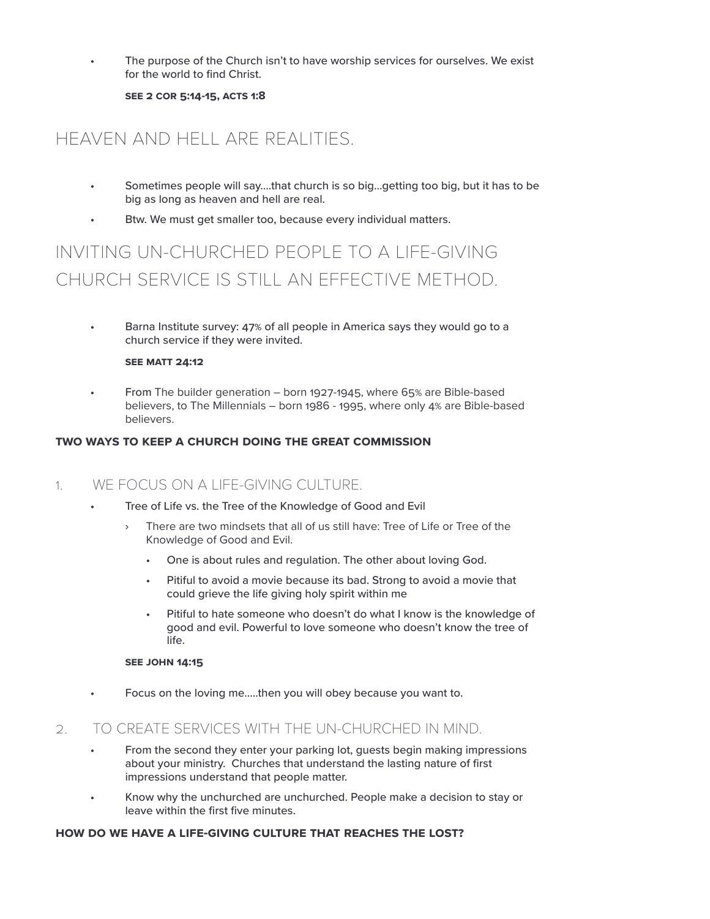- The purpose of the Church isn't to have worship services for ourselves. We exist for the world to find Christ.

  **SEE 2 COR 5:14-15, ACTS 1:8**

## HEAVEN AND HELL ARE REALITIES.

- Sometimes people will say....that church is so big...getting too big, but it has to be big as long as heaven and hell are real.
- Btw. We must get smaller too, because every individual matters.

## INVITING UN-CHURCHED PEOPLE TO A LIFE-GIVING CHURCH SERVICE IS STILL AN EFFECTIVE METHOD.

- Barna Institute survey: 47% of all people in America says they would go to a church service if they were invited.

  **SEE MATT 24:12**

- From The builder generation – born 1927-1945, where 65% are Bible-based believers, to The Millennials – born 1986 - 1995, where only 4% are Bible-based believers.

**TWO WAYS TO KEEP A CHURCH DOING THE GREAT COMMISSION**

### 1. WE FOCUS ON A LIFE-GIVING CULTURE.

- Tree of Life vs. the Tree of the Knowledge of Good and Evil
  - There are two mindsets that all of us still have: Tree of Life or Tree of the Knowledge of Good and Evil.
    - One is about rules and regulation. The other about loving God.
    - Pitiful to avoid a movie because its bad. Strong to avoid a movie that could grieve the life giving holy spirit within me
    - Pitiful to hate someone who doesn't do what I know is the knowledge of good and evil. Powerful to love someone who doesn't know the tree of life.

  **SEE JOHN 14:15**

- Focus on the loving me.....then you will obey because you want to.

### 2. TO CREATE SERVICES WITH THE UN-CHURCHED IN MIND.

- From the second they enter your parking lot, guests begin making impressions about your ministry. Churches that understand the lasting nature of first impressions understand that people matter.
- Know why the unchurched are unchurched. People make a decision to stay or leave within the first five minutes.

**HOW DO WE HAVE A LIFE-GIVING CULTURE THAT REACHES THE LOST?**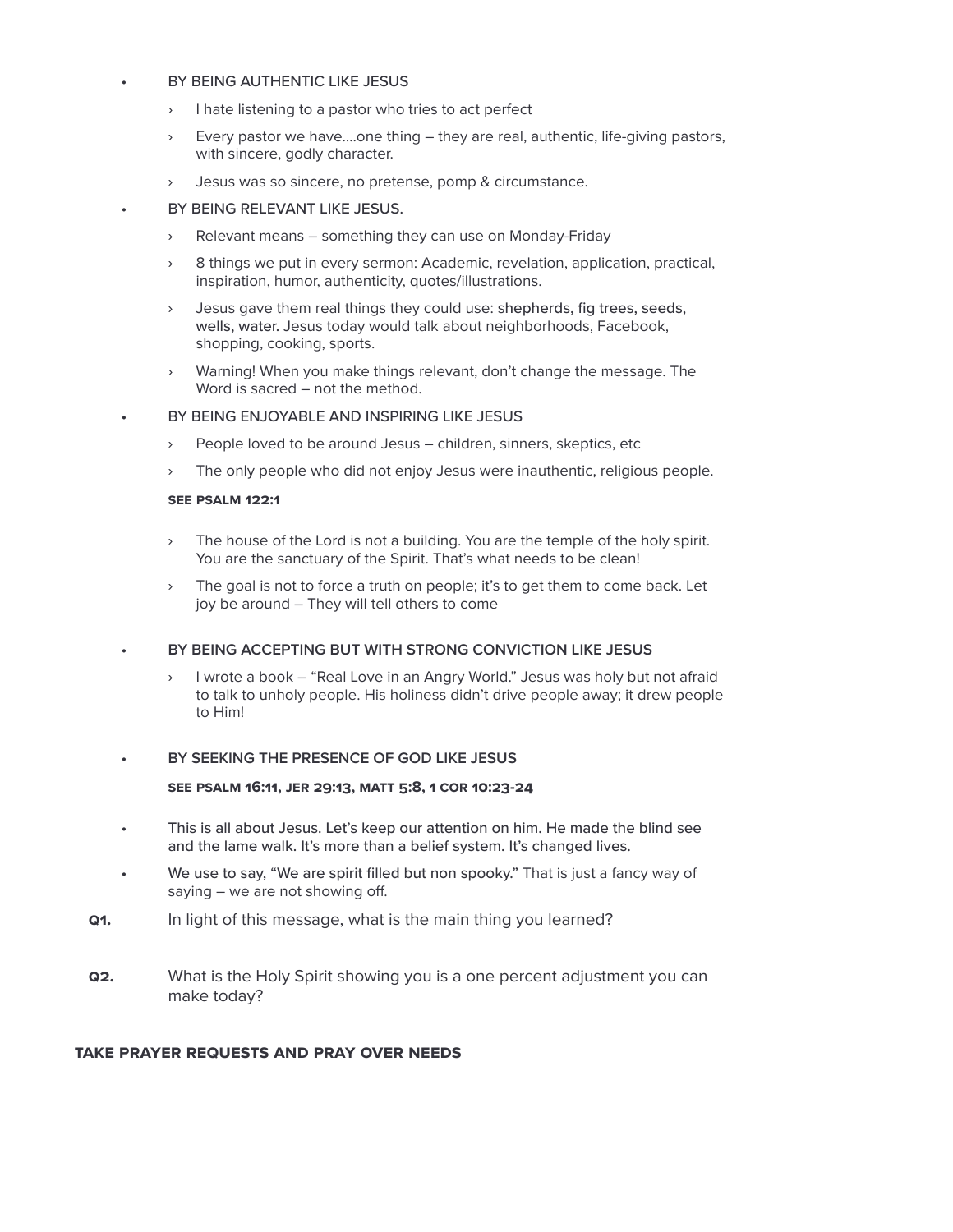- BY BEING AUTHENTIC LIKE JESUS
  - › I hate listening to a pastor who tries to act perfect
  - › Every pastor we have....one thing – they are real, authentic, life-giving pastors, with sincere, godly character.
  - › Jesus was so sincere, no pretense, pomp & circumstance.
- BY BEING RELEVANT LIKE JESUS.
  - › Relevant means – something they can use on Monday-Friday
  - › 8 things we put in every sermon: Academic, revelation, application, practical, inspiration, humor, authenticity, quotes/illustrations.
  - › Jesus gave them real things they could use: shepherds, fig trees, seeds, wells, water. Jesus today would talk about neighborhoods, Facebook, shopping, cooking, sports.
  - › Warning! When you make things relevant, don't change the message. The Word is sacred – not the method.
- BY BEING ENJOYABLE AND INSPIRING LIKE JESUS
  - › People loved to be around Jesus – children, sinners, skeptics, etc
  - › The only people who did not enjoy Jesus were inauthentic, religious people.

  **SEE PSALM 122:1**

  - › The house of the Lord is not a building. You are the temple of the holy spirit. You are the sanctuary of the Spirit. That's what needs to be clean!
  - › The goal is not to force a truth on people; it's to get them to come back. Let joy be around – They will tell others to come
- **BY BEING ACCEPTING BUT WITH STRONG CONVICTION LIKE JESUS**
  - › I wrote a book – "Real Love in an Angry World." Jesus was holy but not afraid to talk to unholy people. His holiness didn't drive people away; it drew people to Him!
- **BY SEEKING THE PRESENCE OF GOD LIKE JESUS**

  **SEE PSALM 16:11, JER 29:13, MATT 5:8, 1 COR 10:23-24**

- This is all about Jesus. Let's keep our attention on him. He made the blind see and the lame walk. It's more than a belief system. It's changed lives.
- We use to say, "We are spirit filled but non spooky." That is just a fancy way of saying – we are not showing off.

**Q1.** In light of this message, what is the main thing you learned?

**Q2.** What is the Holy Spirit showing you is a one percent adjustment you can make today?

**TAKE PRAYER REQUESTS AND PRAY OVER NEEDS**